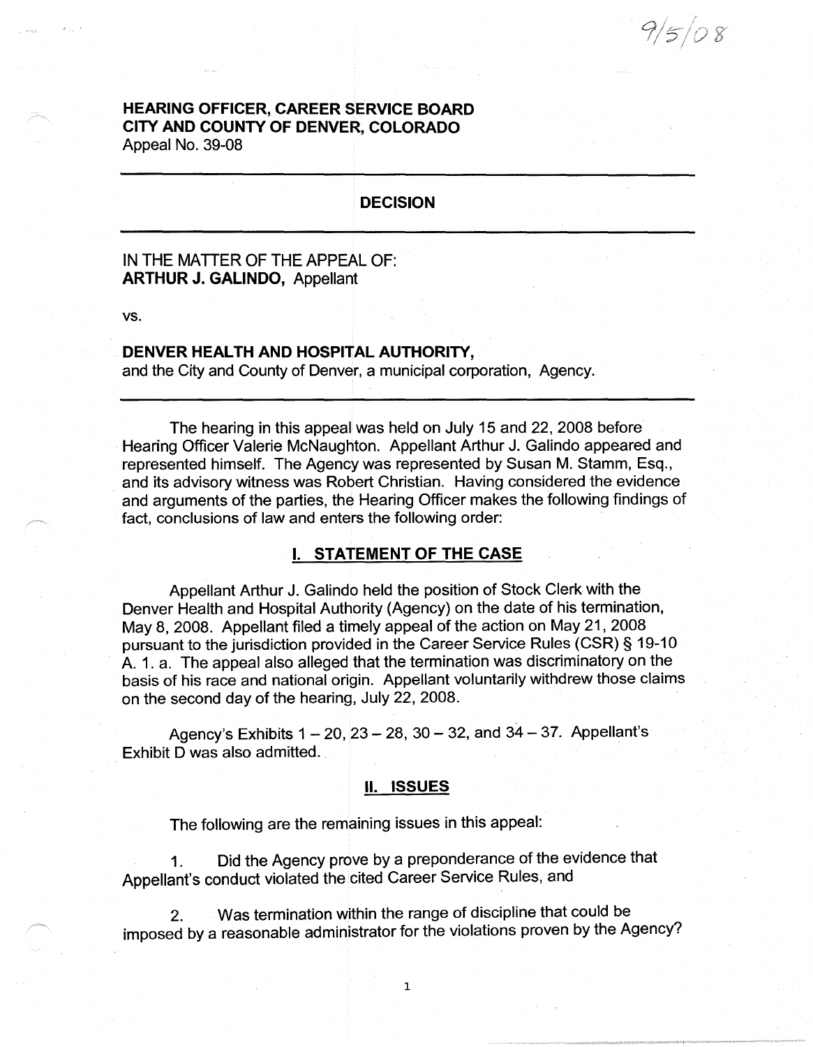9/5/08

**HEARING OFFICER, CAREER SERVICE BOARD**
**CITY AND COUNTY OF DENVER, COLORADO**
Appeal No. 39-08

---

## DECISION

---

IN THE MATTER OF THE APPEAL OF:
**ARTHUR J. GALINDO,** Appellant

vs.

**DENVER HEALTH AND HOSPITAL AUTHORITY,**
and the City and County of Denver, a municipal corporation, Agency.

---

The hearing in this appeal was held on July 15 and 22, 2008 before Hearing Officer Valerie McNaughton. Appellant Arthur J. Galindo appeared and represented himself. The Agency was represented by Susan M. Stamm, Esq., and its advisory witness was Robert Christian. Having considered the evidence and arguments of the parties, the Hearing Officer makes the following findings of fact, conclusions of law and enters the following order:

## I. STATEMENT OF THE CASE

Appellant Arthur J. Galindo held the position of Stock Clerk with the Denver Health and Hospital Authority (Agency) on the date of his termination, May 8, 2008. Appellant filed a timely appeal of the action on May 21, 2008 pursuant to the jurisdiction provided in the Career Service Rules (CSR) § 19-10 A. 1. a. The appeal also alleged that the termination was discriminatory on the basis of his race and national origin. Appellant voluntarily withdrew those claims on the second day of the hearing, July 22, 2008.

Agency's Exhibits 1 – 20, 23 – 28, 30 – 32, and 34 – 37. Appellant's Exhibit D was also admitted.

## II. ISSUES

The following are the remaining issues in this appeal:

1. Did the Agency prove by a preponderance of the evidence that Appellant's conduct violated the cited Career Service Rules, and

2. Was termination within the range of discipline that could be imposed by a reasonable administrator for the violations proven by the Agency?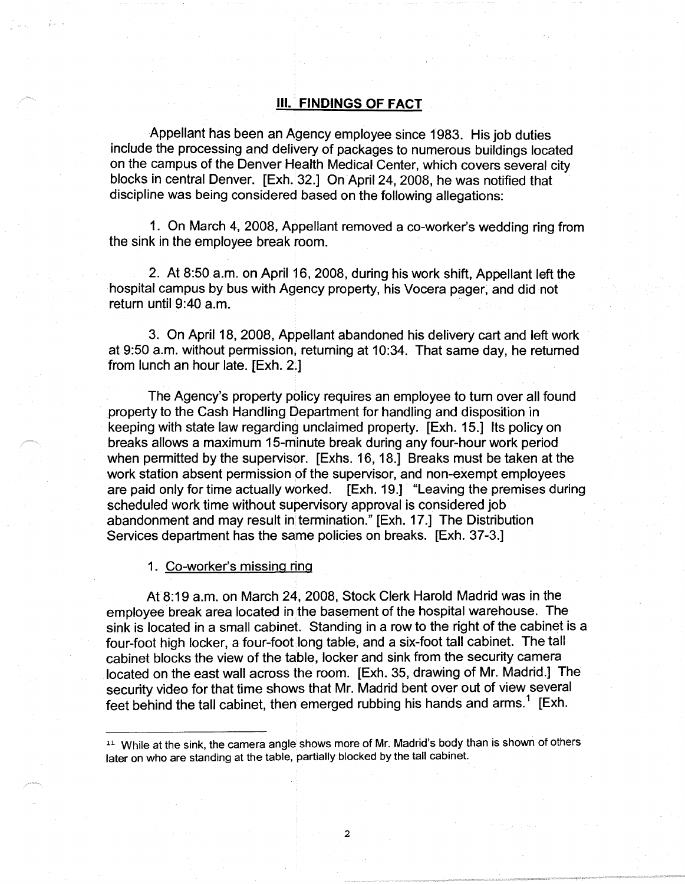## III. FINDINGS OF FACT

Appellant has been an Agency employee since 1983. His job duties include the processing and delivery of packages to numerous buildings located on the campus of the Denver Health Medical Center, which covers several city blocks in central Denver. [Exh. 32.] On April 24, 2008, he was notified that discipline was being considered based on the following allegations:

1. On March 4, 2008, Appellant removed a co-worker's wedding ring from the sink in the employee break room.

2. At 8:50 a.m. on April 16, 2008, during his work shift, Appellant left the hospital campus by bus with Agency property, his Vocera pager, and did not return until 9:40 a.m.

3. On April 18, 2008, Appellant abandoned his delivery cart and left work at 9:50 a.m. without permission, returning at 10:34. That same day, he returned from lunch an hour late. [Exh. 2.]

The Agency's property policy requires an employee to turn over all found property to the Cash Handling Department for handling and disposition in keeping with state law regarding unclaimed property. [Exh. 15.] Its policy on breaks allows a maximum 15-minute break during any four-hour work period when permitted by the supervisor. [Exhs. 16, 18.] Breaks must be taken at the work station absent permission of the supervisor, and non-exempt employees are paid only for time actually worked. [Exh. 19.] "Leaving the premises during scheduled work time without supervisory approval is considered job abandonment and may result in termination." [Exh. 17.] The Distribution Services department has the same policies on breaks. [Exh. 37-3.]

1. Co-worker's missing ring

At 8:19 a.m. on March 24, 2008, Stock Clerk Harold Madrid was in the employee break area located in the basement of the hospital warehouse. The sink is located in a small cabinet. Standing in a row to the right of the cabinet is a four-foot high locker, a four-foot long table, and a six-foot tall cabinet. The tall cabinet blocks the view of the table, locker and sink from the security camera located on the east wall across the room. [Exh. 35, drawing of Mr. Madrid.] The security video for that time shows that Mr. Madrid bent over out of view several feet behind the tall cabinet, then emerged rubbing his hands and arms.[1] [Exh.

[11] While at the sink, the camera angle shows more of Mr. Madrid's body than is shown of others later on who are standing at the table, partially blocked by the tall cabinet.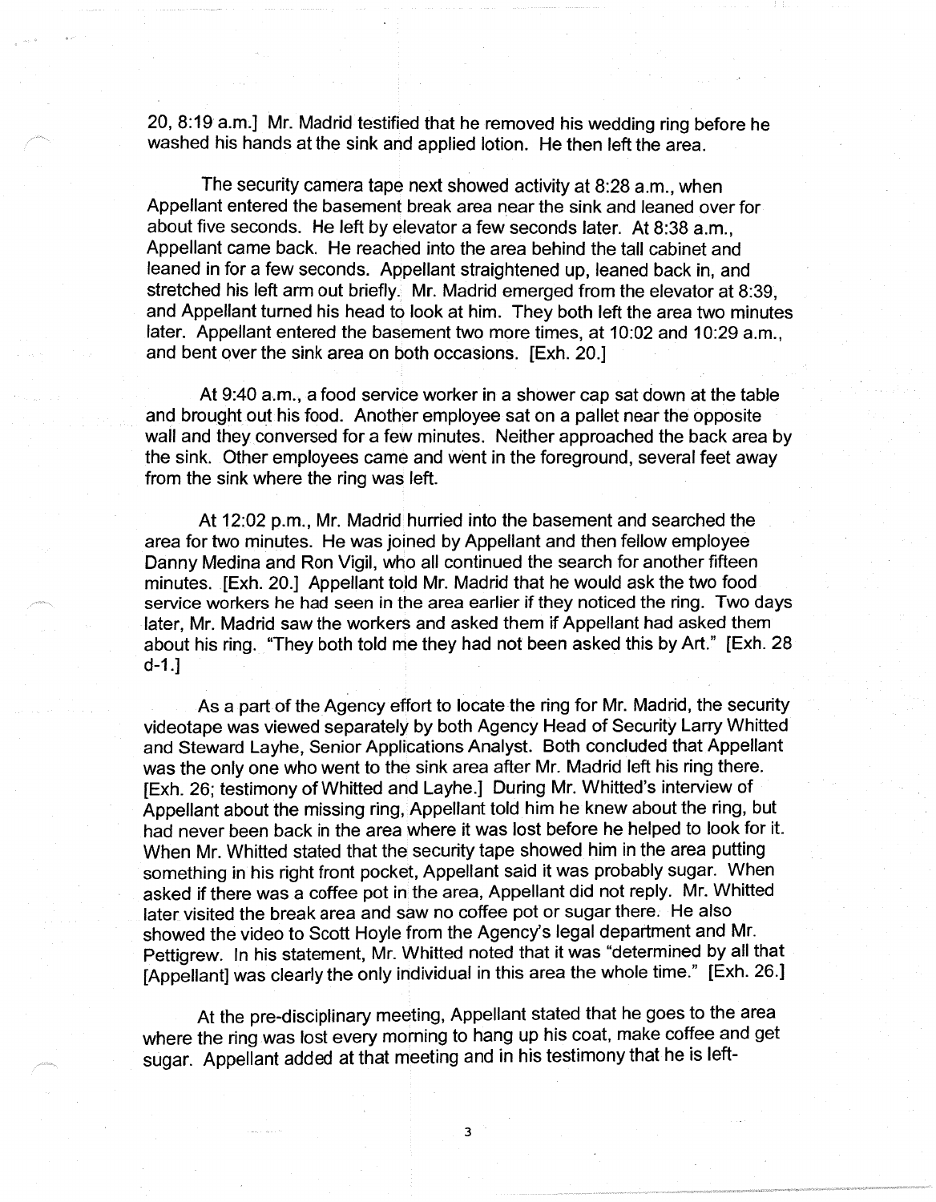20, 8:19 a.m.] Mr. Madrid testified that he removed his wedding ring before he washed his hands at the sink and applied lotion. He then left the area.

The security camera tape next showed activity at 8:28 a.m., when Appellant entered the basement break area near the sink and leaned over for about five seconds. He left by elevator a few seconds later. At 8:38 a.m., Appellant came back. He reached into the area behind the tall cabinet and leaned in for a few seconds. Appellant straightened up, leaned back in, and stretched his left arm out briefly. Mr. Madrid emerged from the elevator at 8:39, and Appellant turned his head to look at him. They both left the area two minutes later. Appellant entered the basement two more times, at 10:02 and 10:29 a.m., and bent over the sink area on both occasions. [Exh. 20.]

At 9:40 a.m., a food service worker in a shower cap sat down at the table and brought out his food. Another employee sat on a pallet near the opposite wall and they conversed for a few minutes. Neither approached the back area by the sink. Other employees came and went in the foreground, several feet away from the sink where the ring was left.

At 12:02 p.m., Mr. Madrid hurried into the basement and searched the area for two minutes. He was joined by Appellant and then fellow employee Danny Medina and Ron Vigil, who all continued the search for another fifteen minutes. [Exh. 20.] Appellant told Mr. Madrid that he would ask the two food service workers he had seen in the area earlier if they noticed the ring. Two days later, Mr. Madrid saw the workers and asked them if Appellant had asked them about his ring. "They both told me they had not been asked this by Art." [Exh. 28 d-1.]

As a part of the Agency effort to locate the ring for Mr. Madrid, the security videotape was viewed separately by both Agency Head of Security Larry Whitted and Steward Layhe, Senior Applications Analyst. Both concluded that Appellant was the only one who went to the sink area after Mr. Madrid left his ring there. [Exh. 26; testimony of Whitted and Layhe.] During Mr. Whitted's interview of Appellant about the missing ring, Appellant told him he knew about the ring, but had never been back in the area where it was lost before he helped to look for it. When Mr. Whitted stated that the security tape showed him in the area putting something in his right front pocket, Appellant said it was probably sugar. When asked if there was a coffee pot in the area, Appellant did not reply. Mr. Whitted later visited the break area and saw no coffee pot or sugar there. He also showed the video to Scott Hoyle from the Agency's legal department and Mr. Pettigrew. In his statement, Mr. Whitted noted that it was "determined by all that [Appellant] was clearly the only individual in this area the whole time." [Exh. 26.]

At the pre-disciplinary meeting, Appellant stated that he goes to the area where the ring was lost every morning to hang up his coat, make coffee and get sugar. Appellant added at that meeting and in his testimony that he is left-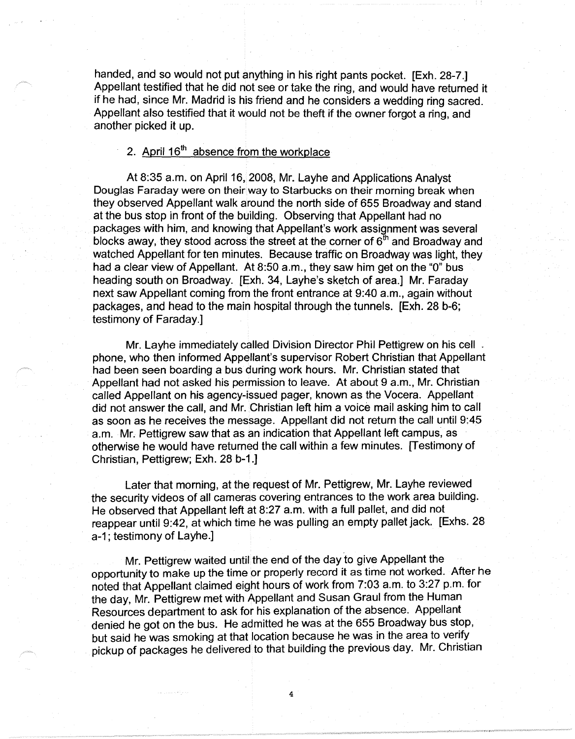handed, and so would not put anything in his right pants pocket. [Exh. 28-7.] Appellant testified that he did not see or take the ring, and would have returned it if he had, since Mr. Madrid is his friend and he considers a wedding ring sacred. Appellant also testified that it would not be theft if the owner forgot a ring, and another picked it up.

2. <u>April 16th absence from the workplace</u>

At 8:35 a.m. on April 16, 2008, Mr. Layhe and Applications Analyst Douglas Faraday were on their way to Starbucks on their morning break when they observed Appellant walk around the north side of 655 Broadway and stand at the bus stop in front of the building. Observing that Appellant had no packages with him, and knowing that Appellant's work assignment was several blocks away, they stood across the street at the corner of 6th and Broadway and watched Appellant for ten minutes. Because traffic on Broadway was light, they had a clear view of Appellant. At 8:50 a.m., they saw him get on the "0" bus heading south on Broadway. [Exh. 34, Layhe's sketch of area.] Mr. Faraday next saw Appellant coming from the front entrance at 9:40 a.m., again without packages, and head to the main hospital through the tunnels. [Exh. 28 b-6; testimony of Faraday.]

Mr. Layhe immediately called Division Director Phil Pettigrew on his cell phone, who then informed Appellant's supervisor Robert Christian that Appellant had been seen boarding a bus during work hours. Mr. Christian stated that Appellant had not asked his permission to leave. At about 9 a.m., Mr. Christian called Appellant on his agency-issued pager, known as the Vocera. Appellant did not answer the call, and Mr. Christian left him a voice mail asking him to call as soon as he receives the message. Appellant did not return the call until 9:45 a.m. Mr. Pettigrew saw that as an indication that Appellant left campus, as otherwise he would have returned the call within a few minutes. [Testimony of Christian, Pettigrew; Exh. 28 b-1.]

Later that morning, at the request of Mr. Pettigrew, Mr. Layhe reviewed the security videos of all cameras covering entrances to the work area building. He observed that Appellant left at 8:27 a.m. with a full pallet, and did not reappear until 9:42, at which time he was pulling an empty pallet jack. [Exhs. 28 a-1; testimony of Layhe.]

Mr. Pettigrew waited until the end of the day to give Appellant the opportunity to make up the time or properly record it as time not worked. After he noted that Appellant claimed eight hours of work from 7:03 a.m. to 3:27 p.m. for the day, Mr. Pettigrew met with Appellant and Susan Graul from the Human Resources department to ask for his explanation of the absence. Appellant denied he got on the bus. He admitted he was at the 655 Broadway bus stop, but said he was smoking at that location because he was in the area to verify pickup of packages he delivered to that building the previous day. Mr. Christian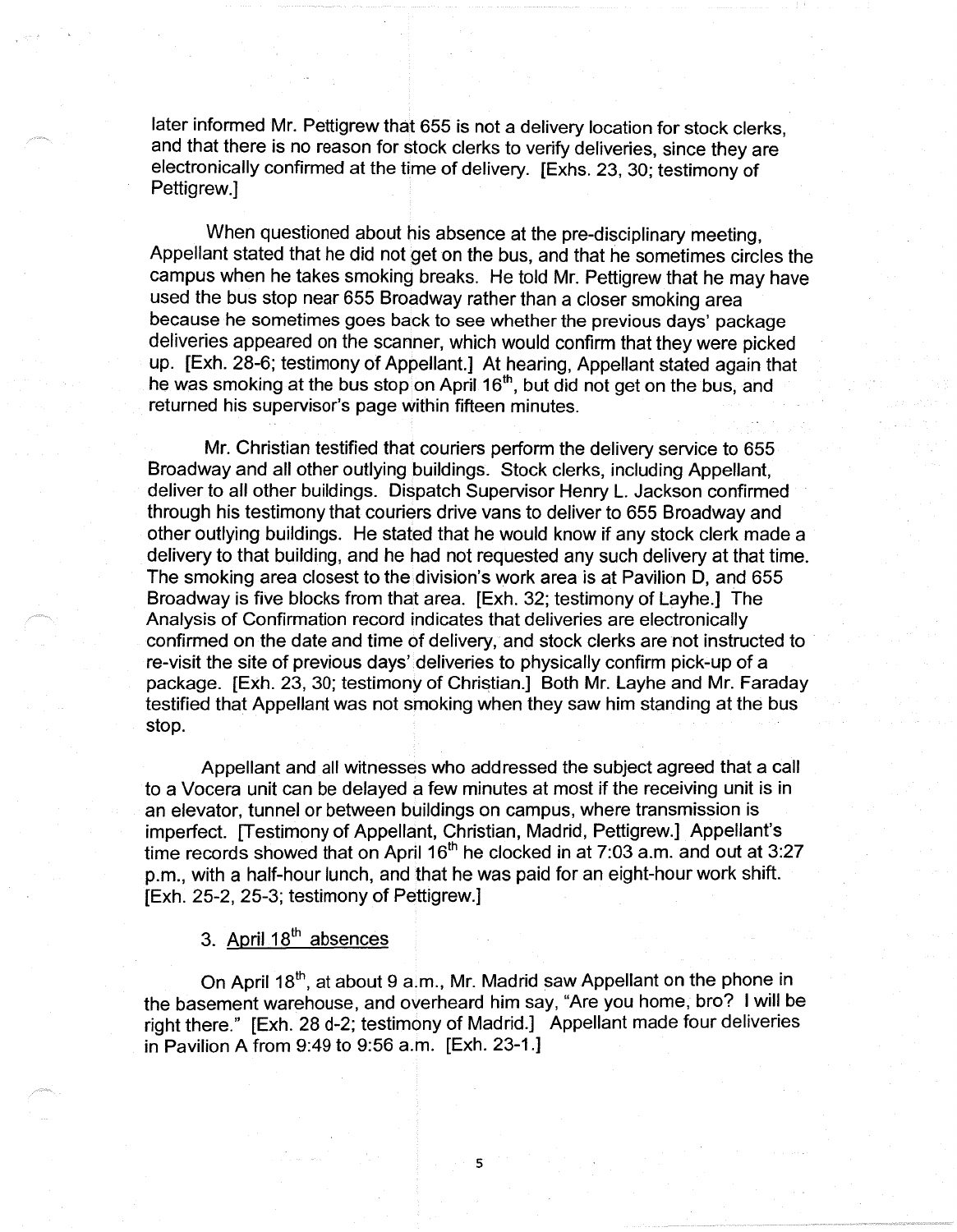later informed Mr. Pettigrew that 655 is not a delivery location for stock clerks, and that there is no reason for stock clerks to verify deliveries, since they are electronically confirmed at the time of delivery. [Exhs. 23, 30; testimony of Pettigrew.]

When questioned about his absence at the pre-disciplinary meeting, Appellant stated that he did not get on the bus, and that he sometimes circles the campus when he takes smoking breaks. He told Mr. Pettigrew that he may have used the bus stop near 655 Broadway rather than a closer smoking area because he sometimes goes back to see whether the previous days' package deliveries appeared on the scanner, which would confirm that they were picked up. [Exh. 28-6; testimony of Appellant.] At hearing, Appellant stated again that he was smoking at the bus stop on April 16th, but did not get on the bus, and returned his supervisor's page within fifteen minutes.

Mr. Christian testified that couriers perform the delivery service to 655 Broadway and all other outlying buildings. Stock clerks, including Appellant, deliver to all other buildings. Dispatch Supervisor Henry L. Jackson confirmed through his testimony that couriers drive vans to deliver to 655 Broadway and other outlying buildings. He stated that he would know if any stock clerk made a delivery to that building, and he had not requested any such delivery at that time. The smoking area closest to the division's work area is at Pavilion D, and 655 Broadway is five blocks from that area. [Exh. 32; testimony of Layhe.] The Analysis of Confirmation record indicates that deliveries are electronically confirmed on the date and time of delivery, and stock clerks are not instructed to re-visit the site of previous days' deliveries to physically confirm pick-up of a package. [Exh. 23, 30; testimony of Christian.] Both Mr. Layhe and Mr. Faraday testified that Appellant was not smoking when they saw him standing at the bus stop.

Appellant and all witnesses who addressed the subject agreed that a call to a Vocera unit can be delayed a few minutes at most if the receiving unit is in an elevator, tunnel or between buildings on campus, where transmission is imperfect. [Testimony of Appellant, Christian, Madrid, Pettigrew.] Appellant's time records showed that on April 16th he clocked in at 7:03 a.m. and out at 3:27 p.m., with a half-hour lunch, and that he was paid for an eight-hour work shift. [Exh. 25-2, 25-3; testimony of Pettigrew.]

3. <u>April 18th absences</u>

On April 18th, at about 9 a.m., Mr. Madrid saw Appellant on the phone in the basement warehouse, and overheard him say, "Are you home, bro? I will be right there." [Exh. 28 d-2; testimony of Madrid.] Appellant made four deliveries in Pavilion A from 9:49 to 9:56 a.m. [Exh. 23-1.]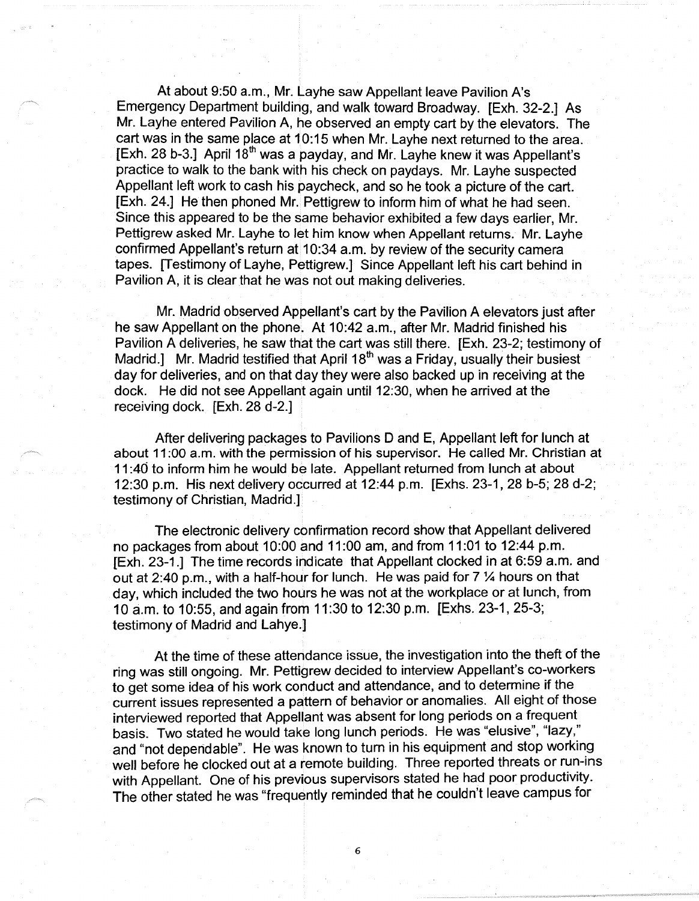At about 9:50 a.m., Mr. Layhe saw Appellant leave Pavilion A's Emergency Department building, and walk toward Broadway. [Exh. 32-2.] As Mr. Layhe entered Pavilion A, he observed an empty cart by the elevators. The cart was in the same place at 10:15 when Mr. Layhe next returned to the area. [Exh. 28 b-3.] April 18th was a payday, and Mr. Layhe knew it was Appellant's practice to walk to the bank with his check on paydays. Mr. Layhe suspected Appellant left work to cash his paycheck, and so he took a picture of the cart. [Exh. 24.] He then phoned Mr. Pettigrew to inform him of what he had seen. Since this appeared to be the same behavior exhibited a few days earlier, Mr. Pettigrew asked Mr. Layhe to let him know when Appellant returns. Mr. Layhe confirmed Appellant's return at 10:34 a.m. by review of the security camera tapes. [Testimony of Layhe, Pettigrew.] Since Appellant left his cart behind in Pavilion A, it is clear that he was not out making deliveries.

Mr. Madrid observed Appellant's cart by the Pavilion A elevators just after he saw Appellant on the phone. At 10:42 a.m., after Mr. Madrid finished his Pavilion A deliveries, he saw that the cart was still there. [Exh. 23-2; testimony of Madrid.] Mr. Madrid testified that April 18th was a Friday, usually their busiest day for deliveries, and on that day they were also backed up in receiving at the dock. He did not see Appellant again until 12:30, when he arrived at the receiving dock. [Exh. 28 d-2.]

After delivering packages to Pavilions D and E, Appellant left for lunch at about 11:00 a.m. with the permission of his supervisor. He called Mr. Christian at 11:40 to inform him he would be late. Appellant returned from lunch at about 12:30 p.m. His next delivery occurred at 12:44 p.m. [Exhs. 23-1, 28 b-5; 28 d-2; testimony of Christian, Madrid.]

The electronic delivery confirmation record show that Appellant delivered no packages from about 10:00 and 11:00 am, and from 11:01 to 12:44 p.m. [Exh. 23-1.] The time records indicate that Appellant clocked in at 6:59 a.m. and out at 2:40 p.m., with a half-hour for lunch. He was paid for 7 ¼ hours on that day, which included the two hours he was not at the workplace or at lunch, from 10 a.m. to 10:55, and again from 11:30 to 12:30 p.m. [Exhs. 23-1, 25-3; testimony of Madrid and Lahye.]

At the time of these attendance issue, the investigation into the theft of the ring was still ongoing. Mr. Pettigrew decided to interview Appellant's co-workers to get some idea of his work conduct and attendance, and to determine if the current issues represented a pattern of behavior or anomalies. All eight of those interviewed reported that Appellant was absent for long periods on a frequent basis. Two stated he would take long lunch periods. He was "elusive", "lazy," and "not dependable". He was known to turn in his equipment and stop working well before he clocked out at a remote building. Three reported threats or run-ins with Appellant. One of his previous supervisors stated he had poor productivity. The other stated he was "frequently reminded that he couldn't leave campus for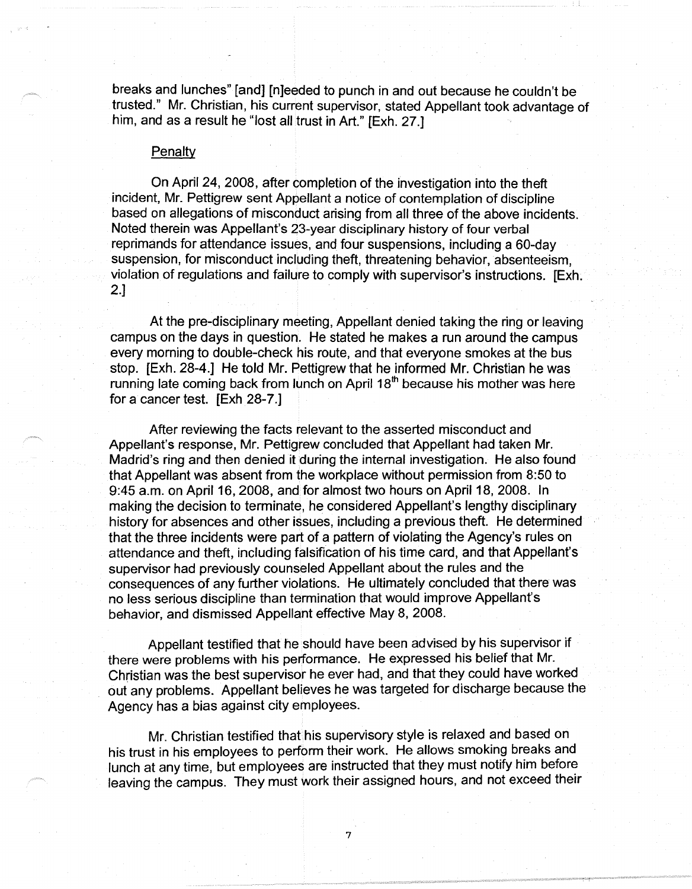breaks and lunches" [and] [n]eeded to punch in and out because he couldn't be trusted." Mr. Christian, his current supervisor, stated Appellant took advantage of him, and as a result he "lost all trust in Art." [Exh. 27.]

Penalty

On April 24, 2008, after completion of the investigation into the theft incident, Mr. Pettigrew sent Appellant a notice of contemplation of discipline based on allegations of misconduct arising from all three of the above incidents. Noted therein was Appellant's 23-year disciplinary history of four verbal reprimands for attendance issues, and four suspensions, including a 60-day suspension, for misconduct including theft, threatening behavior, absenteeism, violation of regulations and failure to comply with supervisor's instructions. [Exh. 2.]

At the pre-disciplinary meeting, Appellant denied taking the ring or leaving campus on the days in question. He stated he makes a run around the campus every morning to double-check his route, and that everyone smokes at the bus stop. [Exh. 28-4.] He told Mr. Pettigrew that he informed Mr. Christian he was running late coming back from lunch on April 18th because his mother was here for a cancer test. [Exh 28-7.]

After reviewing the facts relevant to the asserted misconduct and Appellant's response, Mr. Pettigrew concluded that Appellant had taken Mr. Madrid's ring and then denied it during the internal investigation. He also found that Appellant was absent from the workplace without permission from 8:50 to 9:45 a.m. on April 16, 2008, and for almost two hours on April 18, 2008. In making the decision to terminate, he considered Appellant's lengthy disciplinary history for absences and other issues, including a previous theft. He determined that the three incidents were part of a pattern of violating the Agency's rules on attendance and theft, including falsification of his time card, and that Appellant's supervisor had previously counseled Appellant about the rules and the consequences of any further violations. He ultimately concluded that there was no less serious discipline than termination that would improve Appellant's behavior, and dismissed Appellant effective May 8, 2008.

Appellant testified that he should have been advised by his supervisor if there were problems with his performance. He expressed his belief that Mr. Christian was the best supervisor he ever had, and that they could have worked out any problems. Appellant believes he was targeted for discharge because the Agency has a bias against city employees.

Mr. Christian testified that his supervisory style is relaxed and based on his trust in his employees to perform their work. He allows smoking breaks and lunch at any time, but employees are instructed that they must notify him before leaving the campus. They must work their assigned hours, and not exceed their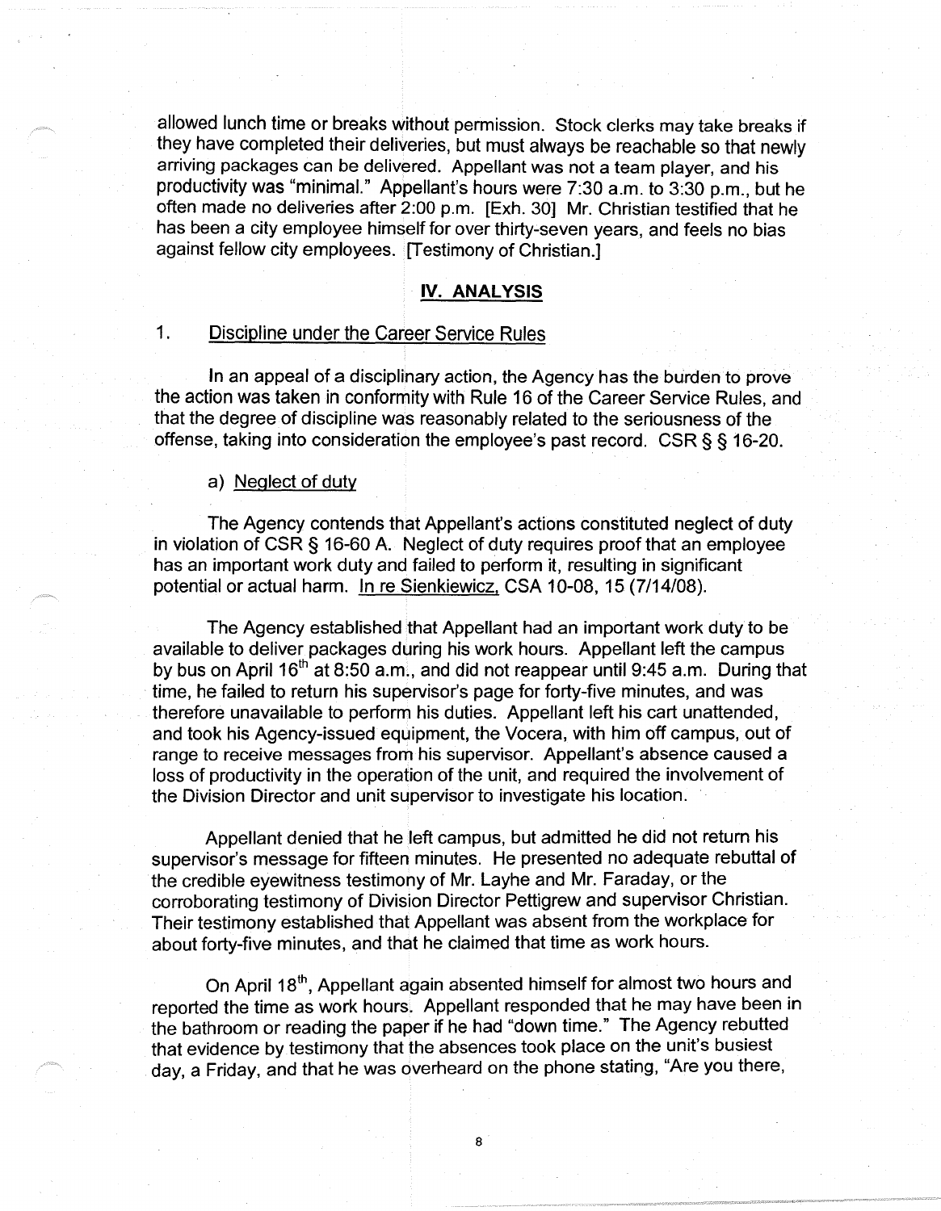allowed lunch time or breaks without permission. Stock clerks may take breaks if they have completed their deliveries, but must always be reachable so that newly arriving packages can be delivered. Appellant was not a team player, and his productivity was "minimal." Appellant's hours were 7:30 a.m. to 3:30 p.m., but he often made no deliveries after 2:00 p.m. [Exh. 30] Mr. Christian testified that he has been a city employee himself for over thirty-seven years, and feels no bias against fellow city employees. [Testimony of Christian.]

## IV. ANALYSIS

### 1. Discipline under the Career Service Rules

In an appeal of a disciplinary action, the Agency has the burden to prove the action was taken in conformity with Rule 16 of the Career Service Rules, and that the degree of discipline was reasonably related to the seriousness of the offense, taking into consideration the employee's past record. CSR § § 16-20.

#### a) Neglect of duty

The Agency contends that Appellant's actions constituted neglect of duty in violation of CSR § 16-60 A. Neglect of duty requires proof that an employee has an important work duty and failed to perform it, resulting in significant potential or actual harm. In re Sienkiewicz, CSA 10-08, 15 (7/14/08).

The Agency established that Appellant had an important work duty to be available to deliver packages during his work hours. Appellant left the campus by bus on April 16th at 8:50 a.m., and did not reappear until 9:45 a.m. During that time, he failed to return his supervisor's page for forty-five minutes, and was therefore unavailable to perform his duties. Appellant left his cart unattended, and took his Agency-issued equipment, the Vocera, with him off campus, out of range to receive messages from his supervisor. Appellant's absence caused a loss of productivity in the operation of the unit, and required the involvement of the Division Director and unit supervisor to investigate his location.

Appellant denied that he left campus, but admitted he did not return his supervisor's message for fifteen minutes. He presented no adequate rebuttal of the credible eyewitness testimony of Mr. Layhe and Mr. Faraday, or the corroborating testimony of Division Director Pettigrew and supervisor Christian. Their testimony established that Appellant was absent from the workplace for about forty-five minutes, and that he claimed that time as work hours.

On April 18th, Appellant again absented himself for almost two hours and reported the time as work hours. Appellant responded that he may have been in the bathroom or reading the paper if he had "down time." The Agency rebutted that evidence by testimony that the absences took place on the unit's busiest day, a Friday, and that he was overheard on the phone stating, "Are you there,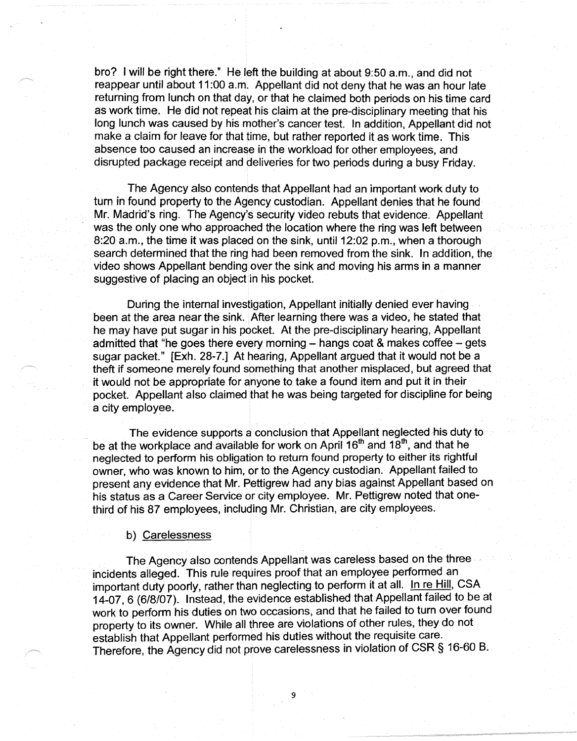bro? I will be right there." He left the building at about 9:50 a.m., and did not reappear until about 11:00 a.m. Appellant did not deny that he was an hour late returning from lunch on that day, or that he claimed both periods on his time card as work time. He did not repeat his claim at the pre-disciplinary meeting that his long lunch was caused by his mother's cancer test. In addition, Appellant did not make a claim for leave for that time, but rather reported it as work time. This absence too caused an increase in the workload for other employees, and disrupted package receipt and deliveries for two periods during a busy Friday.

The Agency also contends that Appellant had an important work duty to turn in found property to the Agency custodian. Appellant denies that he found Mr. Madrid's ring. The Agency's security video rebuts that evidence. Appellant was the only one who approached the location where the ring was left between 8:20 a.m., the time it was placed on the sink, until 12:02 p.m., when a thorough search determined that the ring had been removed from the sink. In addition, the video shows Appellant bending over the sink and moving his arms in a manner suggestive of placing an object in his pocket.

During the internal investigation, Appellant initially denied ever having been at the area near the sink. After learning there was a video, he stated that he may have put sugar in his pocket. At the pre-disciplinary hearing, Appellant admitted that "he goes there every morning – hangs coat & makes coffee – gets sugar packet." [Exh. 28-7.] At hearing, Appellant argued that it would not be a theft if someone merely found something that another misplaced, but agreed that it would not be appropriate for anyone to take a found item and put it in their pocket. Appellant also claimed that he was being targeted for discipline for being a city employee.

The evidence supports a conclusion that Appellant neglected his duty to be at the workplace and available for work on April 16th and 18th, and that he neglected to perform his obligation to return found property to either its rightful owner, who was known to him, or to the Agency custodian. Appellant failed to present any evidence that Mr. Pettigrew had any bias against Appellant based on his status as a Career Service or city employee. Mr. Pettigrew noted that one-third of his 87 employees, including Mr. Christian, are city employees.

b) Carelessness

The Agency also contends Appellant was careless based on the three incidents alleged. This rule requires proof that an employee performed an important duty poorly, rather than neglecting to perform it at all. In re Hill, CSA 14-07, 6 (6/8/07). Instead, the evidence established that Appellant failed to be at work to perform his duties on two occasions, and that he failed to turn over found property to its owner. While all three are violations of other rules, they do not establish that Appellant performed his duties without the requisite care. Therefore, the Agency did not prove carelessness in violation of CSR § 16-60 B.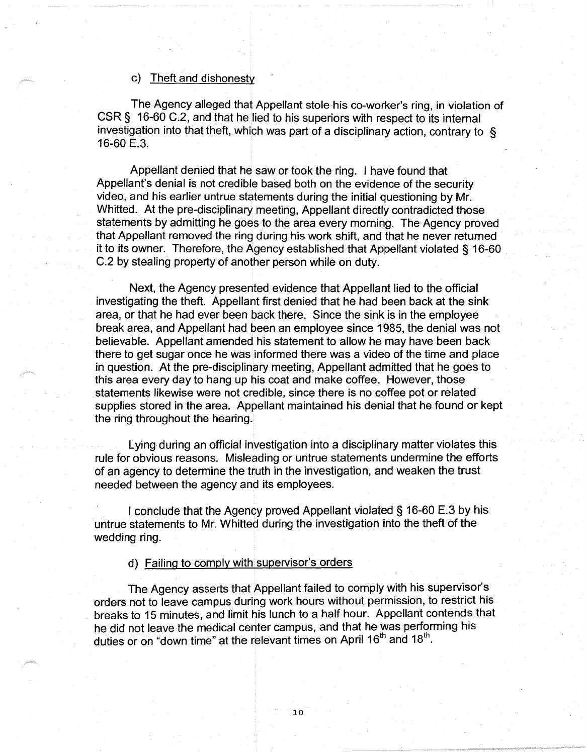c) Theft and dishonesty

The Agency alleged that Appellant stole his co-worker's ring, in violation of CSR § 16-60 C.2, and that he lied to his superiors with respect to its internal investigation into that theft, which was part of a disciplinary action, contrary to § 16-60 E.3.

Appellant denied that he saw or took the ring. I have found that Appellant's denial is not credible based both on the evidence of the security video, and his earlier untrue statements during the initial questioning by Mr. Whitted. At the pre-disciplinary meeting, Appellant directly contradicted those statements by admitting he goes to the area every morning. The Agency proved that Appellant removed the ring during his work shift, and that he never returned it to its owner. Therefore, the Agency established that Appellant violated § 16-60 C.2 by stealing property of another person while on duty.

Next, the Agency presented evidence that Appellant lied to the official investigating the theft. Appellant first denied that he had been back at the sink area, or that he had ever been back there. Since the sink is in the employee break area, and Appellant had been an employee since 1985, the denial was not believable. Appellant amended his statement to allow he may have been back there to get sugar once he was informed there was a video of the time and place in question. At the pre-disciplinary meeting, Appellant admitted that he goes to this area every day to hang up his coat and make coffee. However, those statements likewise were not credible, since there is no coffee pot or related supplies stored in the area. Appellant maintained his denial that he found or kept the ring throughout the hearing.

Lying during an official investigation into a disciplinary matter violates this rule for obvious reasons. Misleading or untrue statements undermine the efforts of an agency to determine the truth in the investigation, and weaken the trust needed between the agency and its employees.

I conclude that the Agency proved Appellant violated § 16-60 E.3 by his untrue statements to Mr. Whitted during the investigation into the theft of the wedding ring.

d) Failing to comply with supervisor's orders

The Agency asserts that Appellant failed to comply with his supervisor's orders not to leave campus during work hours without permission, to restrict his breaks to 15 minutes, and limit his lunch to a half hour. Appellant contends that he did not leave the medical center campus, and that he was performing his duties or on "down time" at the relevant times on April 16th and 18th.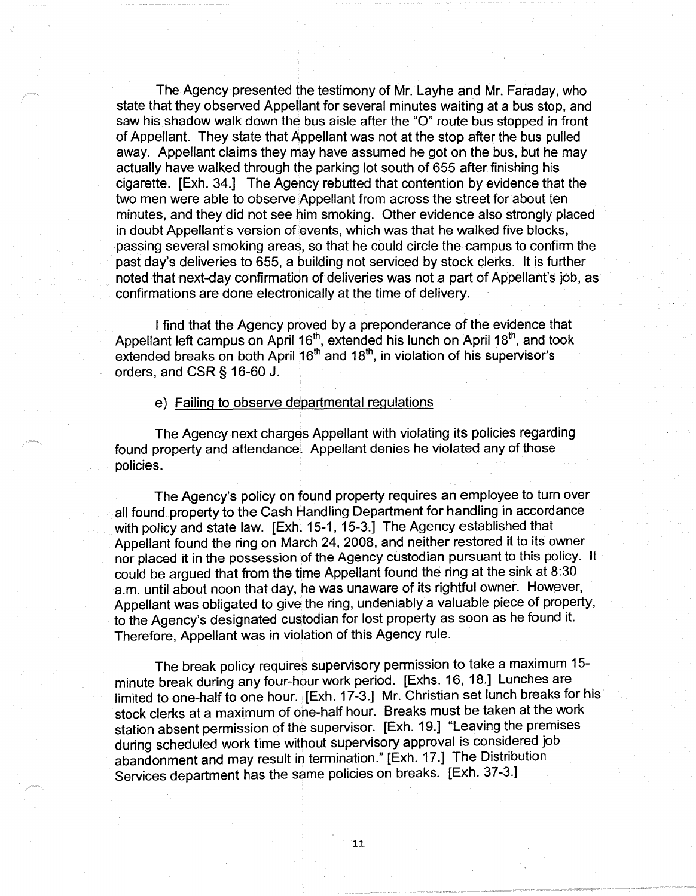The Agency presented the testimony of Mr. Layhe and Mr. Faraday, who state that they observed Appellant for several minutes waiting at a bus stop, and saw his shadow walk down the bus aisle after the "O" route bus stopped in front of Appellant. They state that Appellant was not at the stop after the bus pulled away. Appellant claims they may have assumed he got on the bus, but he may actually have walked through the parking lot south of 655 after finishing his cigarette. [Exh. 34.] The Agency rebutted that contention by evidence that the two men were able to observe Appellant from across the street for about ten minutes, and they did not see him smoking. Other evidence also strongly placed in doubt Appellant's version of events, which was that he walked five blocks, passing several smoking areas, so that he could circle the campus to confirm the past day's deliveries to 655, a building not serviced by stock clerks. It is further noted that next-day confirmation of deliveries was not a part of Appellant's job, as confirmations are done electronically at the time of delivery.

I find that the Agency proved by a preponderance of the evidence that Appellant left campus on April 16th, extended his lunch on April 18th, and took extended breaks on both April 16th and 18th, in violation of his supervisor's orders, and CSR § 16-60 J.

e) Failing to observe departmental regulations

The Agency next charges Appellant with violating its policies regarding found property and attendance. Appellant denies he violated any of those policies.

The Agency's policy on found property requires an employee to turn over all found property to the Cash Handling Department for handling in accordance with policy and state law. [Exh. 15-1, 15-3.] The Agency established that Appellant found the ring on March 24, 2008, and neither restored it to its owner nor placed it in the possession of the Agency custodian pursuant to this policy. It could be argued that from the time Appellant found the ring at the sink at 8:30 a.m. until about noon that day, he was unaware of its rightful owner. However, Appellant was obligated to give the ring, undeniably a valuable piece of property, to the Agency's designated custodian for lost property as soon as he found it. Therefore, Appellant was in violation of this Agency rule.

The break policy requires supervisory permission to take a maximum 15-minute break during any four-hour work period. [Exhs. 16, 18.] Lunches are limited to one-half to one hour. [Exh. 17-3.] Mr. Christian set lunch breaks for his stock clerks at a maximum of one-half hour. Breaks must be taken at the work station absent permission of the supervisor. [Exh. 19.] "Leaving the premises during scheduled work time without supervisory approval is considered job abandonment and may result in termination." [Exh. 17.] The Distribution Services department has the same policies on breaks. [Exh. 37-3.]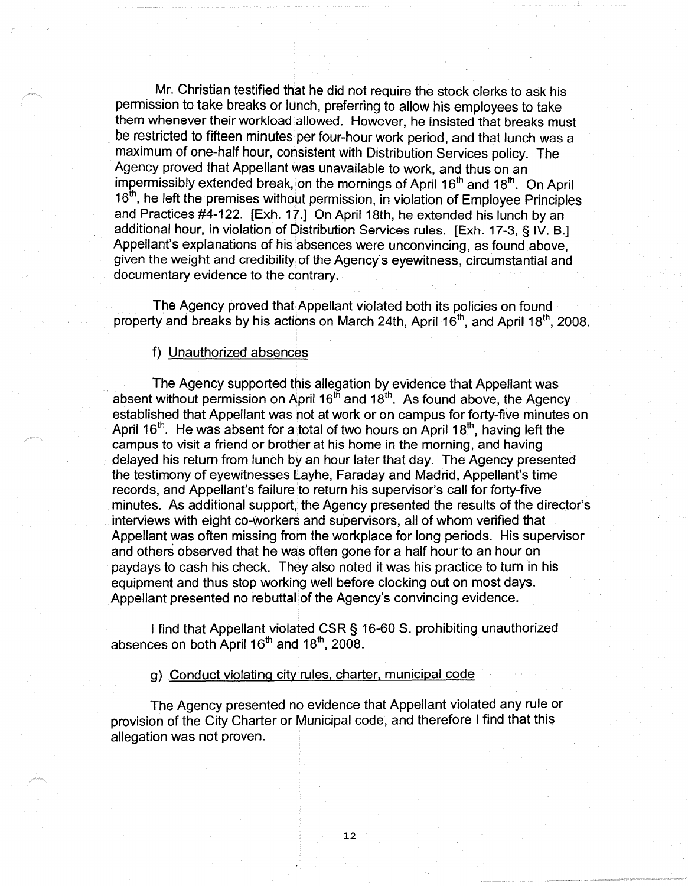Mr. Christian testified that he did not require the stock clerks to ask his permission to take breaks or lunch, preferring to allow his employees to take them whenever their workload allowed. However, he insisted that breaks must be restricted to fifteen minutes per four-hour work period, and that lunch was a maximum of one-half hour, consistent with Distribution Services policy. The Agency proved that Appellant was unavailable to work, and thus on an impermissibly extended break, on the mornings of April 16th and 18th. On April 16th, he left the premises without permission, in violation of Employee Principles and Practices #4-122. [Exh. 17.] On April 18th, he extended his lunch by an additional hour, in violation of Distribution Services rules. [Exh. 17-3, § IV. B.] Appellant's explanations of his absences were unconvincing, as found above, given the weight and credibility of the Agency's eyewitness, circumstantial and documentary evidence to the contrary.

The Agency proved that Appellant violated both its policies on found property and breaks by his actions on March 24th, April 16th, and April 18th, 2008.

f) Unauthorized absences

The Agency supported this allegation by evidence that Appellant was absent without permission on April 16th and 18th. As found above, the Agency established that Appellant was not at work or on campus for forty-five minutes on April 16th. He was absent for a total of two hours on April 18th, having left the campus to visit a friend or brother at his home in the morning, and having delayed his return from lunch by an hour later that day. The Agency presented the testimony of eyewitnesses Layhe, Faraday and Madrid, Appellant's time records, and Appellant's failure to return his supervisor's call for forty-five minutes. As additional support, the Agency presented the results of the director's interviews with eight co-workers and supervisors, all of whom verified that Appellant was often missing from the workplace for long periods. His supervisor and others observed that he was often gone for a half hour to an hour on paydays to cash his check. They also noted it was his practice to turn in his equipment and thus stop working well before clocking out on most days. Appellant presented no rebuttal of the Agency's convincing evidence.

I find that Appellant violated CSR § 16-60 S. prohibiting unauthorized absences on both April 16th and 18th, 2008.

g) Conduct violating city rules, charter, municipal code

The Agency presented no evidence that Appellant violated any rule or provision of the City Charter or Municipal code, and therefore I find that this allegation was not proven.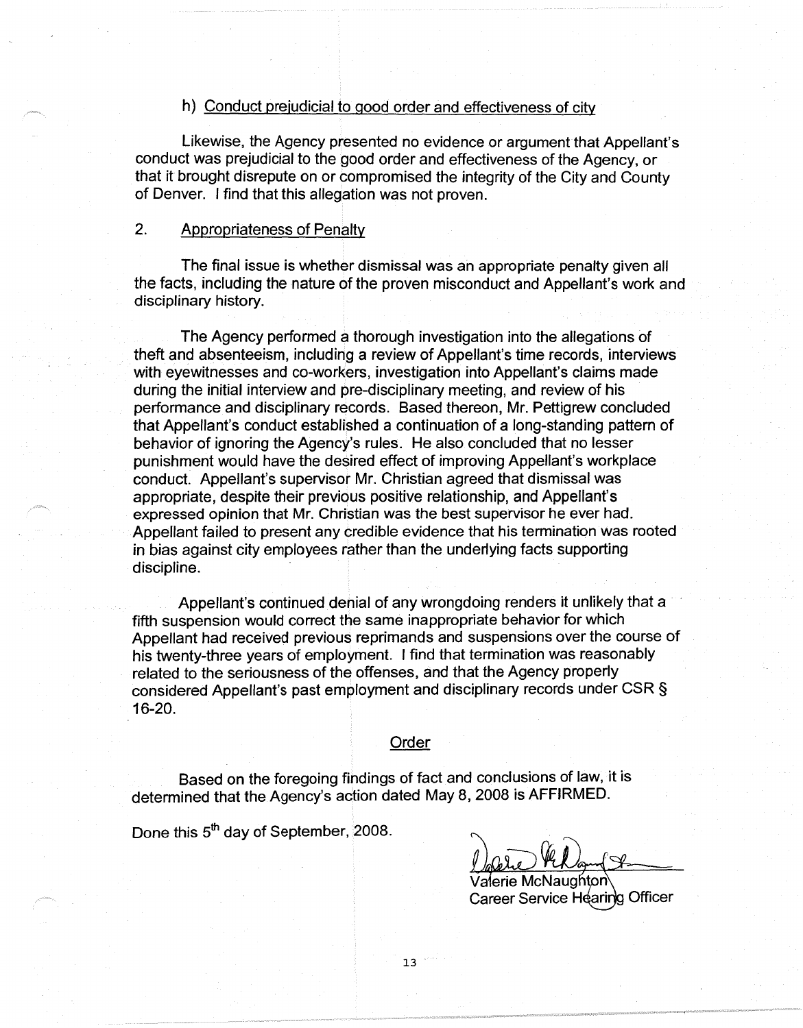h) Conduct prejudicial to good order and effectiveness of city

Likewise, the Agency presented no evidence or argument that Appellant's conduct was prejudicial to the good order and effectiveness of the Agency, or that it brought disrepute on or compromised the integrity of the City and County of Denver. I find that this allegation was not proven.

2. Appropriateness of Penalty

The final issue is whether dismissal was an appropriate penalty given all the facts, including the nature of the proven misconduct and Appellant's work and disciplinary history.

The Agency performed a thorough investigation into the allegations of theft and absenteeism, including a review of Appellant's time records, interviews with eyewitnesses and co-workers, investigation into Appellant's claims made during the initial interview and pre-disciplinary meeting, and review of his performance and disciplinary records. Based thereon, Mr. Pettigrew concluded that Appellant's conduct established a continuation of a long-standing pattern of behavior of ignoring the Agency's rules. He also concluded that no lesser punishment would have the desired effect of improving Appellant's workplace conduct. Appellant's supervisor Mr. Christian agreed that dismissal was appropriate, despite their previous positive relationship, and Appellant's expressed opinion that Mr. Christian was the best supervisor he ever had. Appellant failed to present any credible evidence that his termination was rooted in bias against city employees rather than the underlying facts supporting discipline.

Appellant's continued denial of any wrongdoing renders it unlikely that a fifth suspension would correct the same inappropriate behavior for which Appellant had received previous reprimands and suspensions over the course of his twenty-three years of employment. I find that termination was reasonably related to the seriousness of the offenses, and that the Agency properly considered Appellant's past employment and disciplinary records under CSR § 16-20.

## Order

Based on the foregoing findings of fact and conclusions of law, it is determined that the Agency's action dated May 8, 2008 is AFFIRMED.

Done this 5th day of September, 2008.

Valerie McNaughton
Career Service Hearing Officer